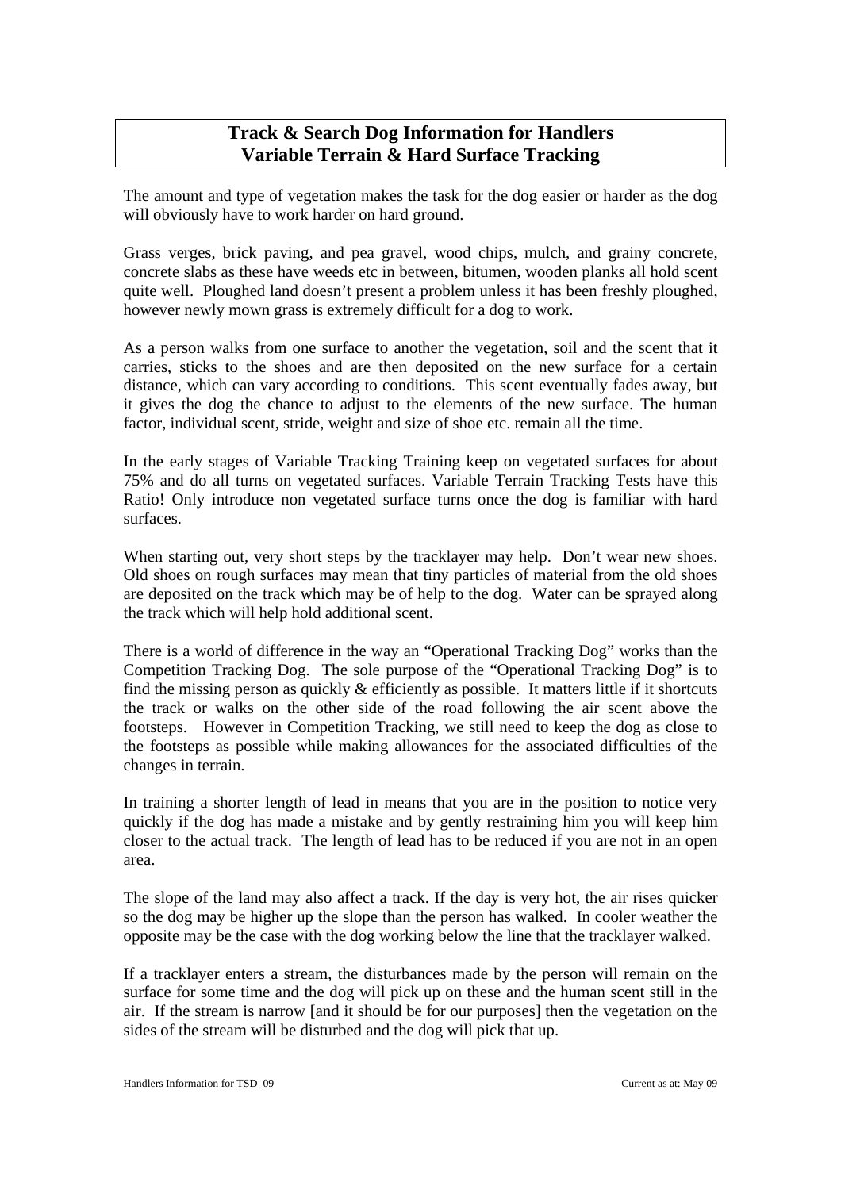# Track & Search Dog Information for Handlers
# Variable Terrain & Hard Surface Tracking

The amount and type of vegetation makes the task for the dog easier or harder as the dog will obviously have to work harder on hard ground.

Grass verges, brick paving, and pea gravel, wood chips, mulch, and grainy concrete, concrete slabs as these have weeds etc in between, bitumen, wooden planks all hold scent quite well. Ploughed land doesn't present a problem unless it has been freshly ploughed, however newly mown grass is extremely difficult for a dog to work.

As a person walks from one surface to another the vegetation, soil and the scent that it carries, sticks to the shoes and are then deposited on the new surface for a certain distance, which can vary according to conditions. This scent eventually fades away, but it gives the dog the chance to adjust to the elements of the new surface. The human factor, individual scent, stride, weight and size of shoe etc. remain all the time.

In the early stages of Variable Tracking Training keep on vegetated surfaces for about 75% and do all turns on vegetated surfaces. Variable Terrain Tracking Tests have this Ratio! Only introduce non vegetated surface turns once the dog is familiar with hard surfaces.

When starting out, very short steps by the tracklayer may help. Don't wear new shoes. Old shoes on rough surfaces may mean that tiny particles of material from the old shoes are deposited on the track which may be of help to the dog. Water can be sprayed along the track which will help hold additional scent.

There is a world of difference in the way an "Operational Tracking Dog" works than the Competition Tracking Dog. The sole purpose of the "Operational Tracking Dog" is to find the missing person as quickly & efficiently as possible. It matters little if it shortcuts the track or walks on the other side of the road following the air scent above the footsteps. However in Competition Tracking, we still need to keep the dog as close to the footsteps as possible while making allowances for the associated difficulties of the changes in terrain.

In training a shorter length of lead in means that you are in the position to notice very quickly if the dog has made a mistake and by gently restraining him you will keep him closer to the actual track. The length of lead has to be reduced if you are not in an open area.

The slope of the land may also affect a track. If the day is very hot, the air rises quicker so the dog may be higher up the slope than the person has walked. In cooler weather the opposite may be the case with the dog working below the line that the tracklayer walked.

If a tracklayer enters a stream, the disturbances made by the person will remain on the surface for some time and the dog will pick up on these and the human scent still in the air. If the stream is narrow [and it should be for our purposes] then the vegetation on the sides of the stream will be disturbed and the dog will pick that up.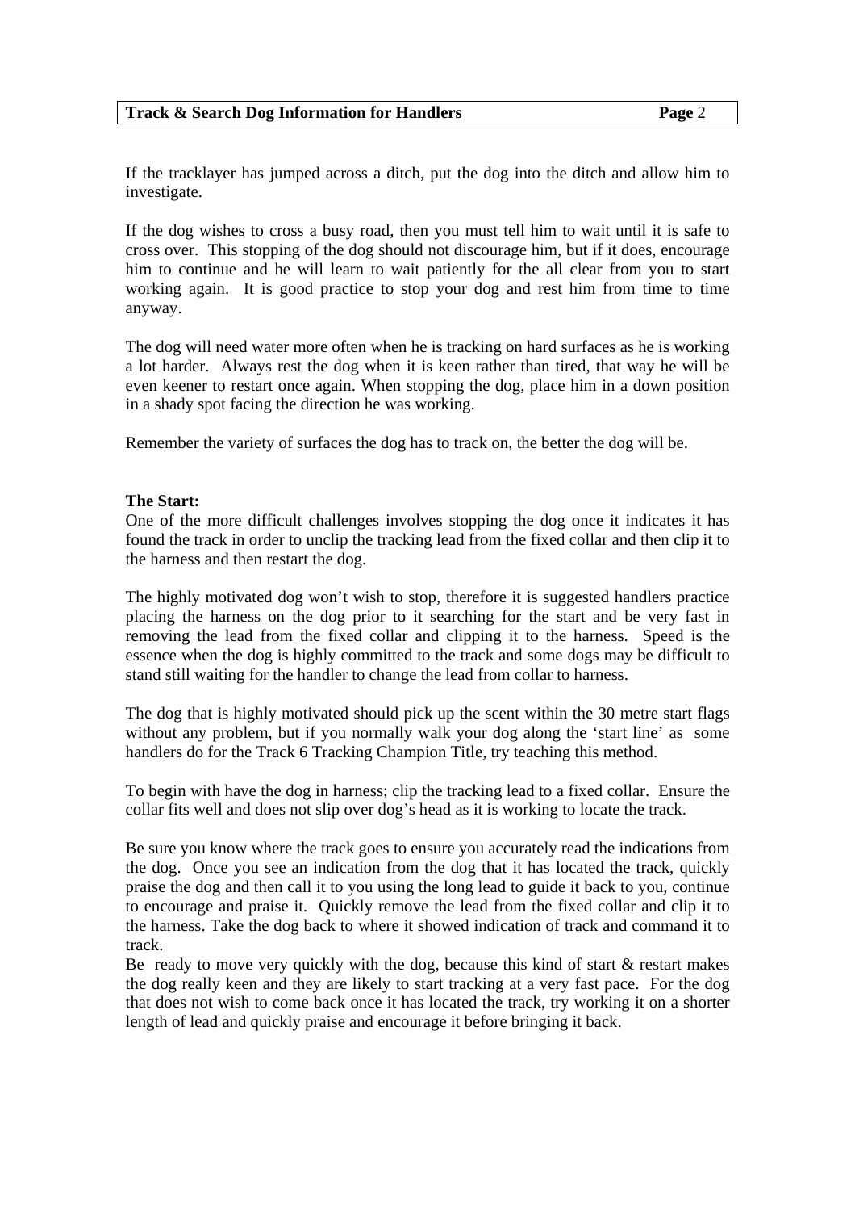If the tracklayer has jumped across a ditch, put the dog into the ditch and allow him to investigate.

If the dog wishes to cross a busy road, then you must tell him to wait until it is safe to cross over. This stopping of the dog should not discourage him, but if it does, encourage him to continue and he will learn to wait patiently for the all clear from you to start working again. It is good practice to stop your dog and rest him from time to time anyway.

The dog will need water more often when he is tracking on hard surfaces as he is working a lot harder. Always rest the dog when it is keen rather than tired, that way he will be even keener to restart once again. When stopping the dog, place him in a down position in a shady spot facing the direction he was working.

Remember the variety of surfaces the dog has to track on, the better the dog will be.

**The Start:**
One of the more difficult challenges involves stopping the dog once it indicates it has found the track in order to unclip the tracking lead from the fixed collar and then clip it to the harness and then restart the dog.

The highly motivated dog won't wish to stop, therefore it is suggested handlers practice placing the harness on the dog prior to it searching for the start and be very fast in removing the lead from the fixed collar and clipping it to the harness. Speed is the essence when the dog is highly committed to the track and some dogs may be difficult to stand still waiting for the handler to change the lead from collar to harness.

The dog that is highly motivated should pick up the scent within the 30 metre start flags without any problem, but if you normally walk your dog along the 'start line' as some handlers do for the Track 6 Tracking Champion Title, try teaching this method.

To begin with have the dog in harness; clip the tracking lead to a fixed collar. Ensure the collar fits well and does not slip over dog's head as it is working to locate the track.

Be sure you know where the track goes to ensure you accurately read the indications from the dog. Once you see an indication from the dog that it has located the track, quickly praise the dog and then call it to you using the long lead to guide it back to you, continue to encourage and praise it. Quickly remove the lead from the fixed collar and clip it to the harness. Take the dog back to where it showed indication of track and command it to track.
Be ready to move very quickly with the dog, because this kind of start & restart makes the dog really keen and they are likely to start tracking at a very fast pace. For the dog that does not wish to come back once it has located the track, try working it on a shorter length of lead and quickly praise and encourage it before bringing it back.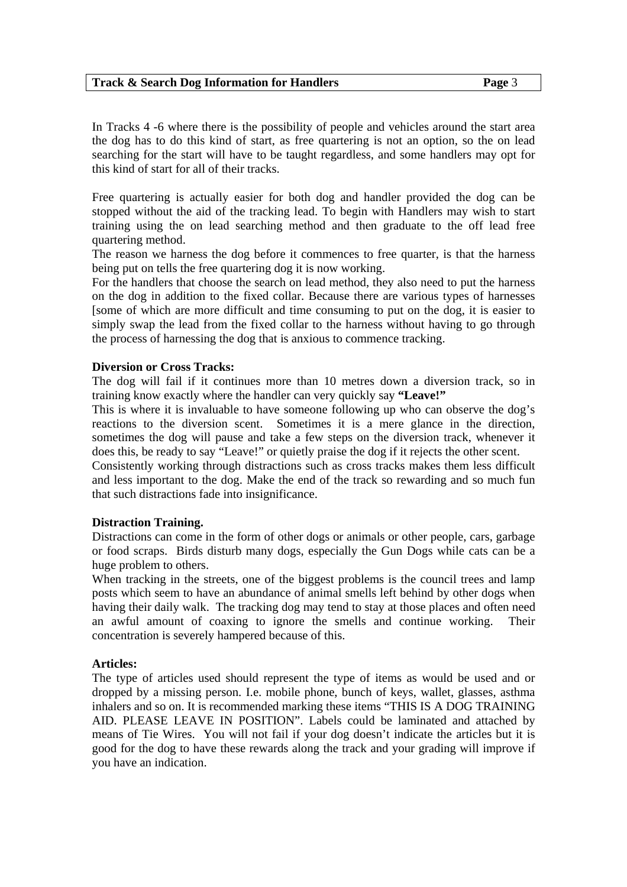In Tracks 4 -6 where there is the possibility of people and vehicles around the start area the dog has to do this kind of start, as free quartering is not an option, so the on lead searching for the start will have to be taught regardless, and some handlers may opt for this kind of start for all of their tracks.

Free quartering is actually easier for both dog and handler provided the dog can be stopped without the aid of the tracking lead. To begin with Handlers may wish to start training using the on lead searching method and then graduate to the off lead free quartering method.
The reason we harness the dog before it commences to free quarter, is that the harness being put on tells the free quartering dog it is now working.
For the handlers that choose the search on lead method, they also need to put the harness on the dog in addition to the fixed collar. Because there are various types of harnesses [some of which are more difficult and time consuming to put on the dog, it is easier to simply swap the lead from the fixed collar to the harness without having to go through the process of harnessing the dog that is anxious to commence tracking.

**Diversion or Cross Tracks:**
The dog will fail if it continues more than 10 metres down a diversion track, so in training know exactly where the handler can very quickly say **"Leave!"**
This is where it is invaluable to have someone following up who can observe the dog's reactions to the diversion scent. Sometimes it is a mere glance in the direction, sometimes the dog will pause and take a few steps on the diversion track, whenever it does this, be ready to say "Leave!" or quietly praise the dog if it rejects the other scent.
Consistently working through distractions such as cross tracks makes them less difficult and less important to the dog. Make the end of the track so rewarding and so much fun that such distractions fade into insignificance.

**Distraction Training.**
Distractions can come in the form of other dogs or animals or other people, cars, garbage or food scraps. Birds disturb many dogs, especially the Gun Dogs while cats can be a huge problem to others.
When tracking in the streets, one of the biggest problems is the council trees and lamp posts which seem to have an abundance of animal smells left behind by other dogs when having their daily walk. The tracking dog may tend to stay at those places and often need an awful amount of coaxing to ignore the smells and continue working. Their concentration is severely hampered because of this.

**Articles:**
The type of articles used should represent the type of items as would be used and or dropped by a missing person. I.e. mobile phone, bunch of keys, wallet, glasses, asthma inhalers and so on. It is recommended marking these items "THIS IS A DOG TRAINING AID. PLEASE LEAVE IN POSITION". Labels could be laminated and attached by means of Tie Wires. You will not fail if your dog doesn't indicate the articles but it is good for the dog to have these rewards along the track and your grading will improve if you have an indication.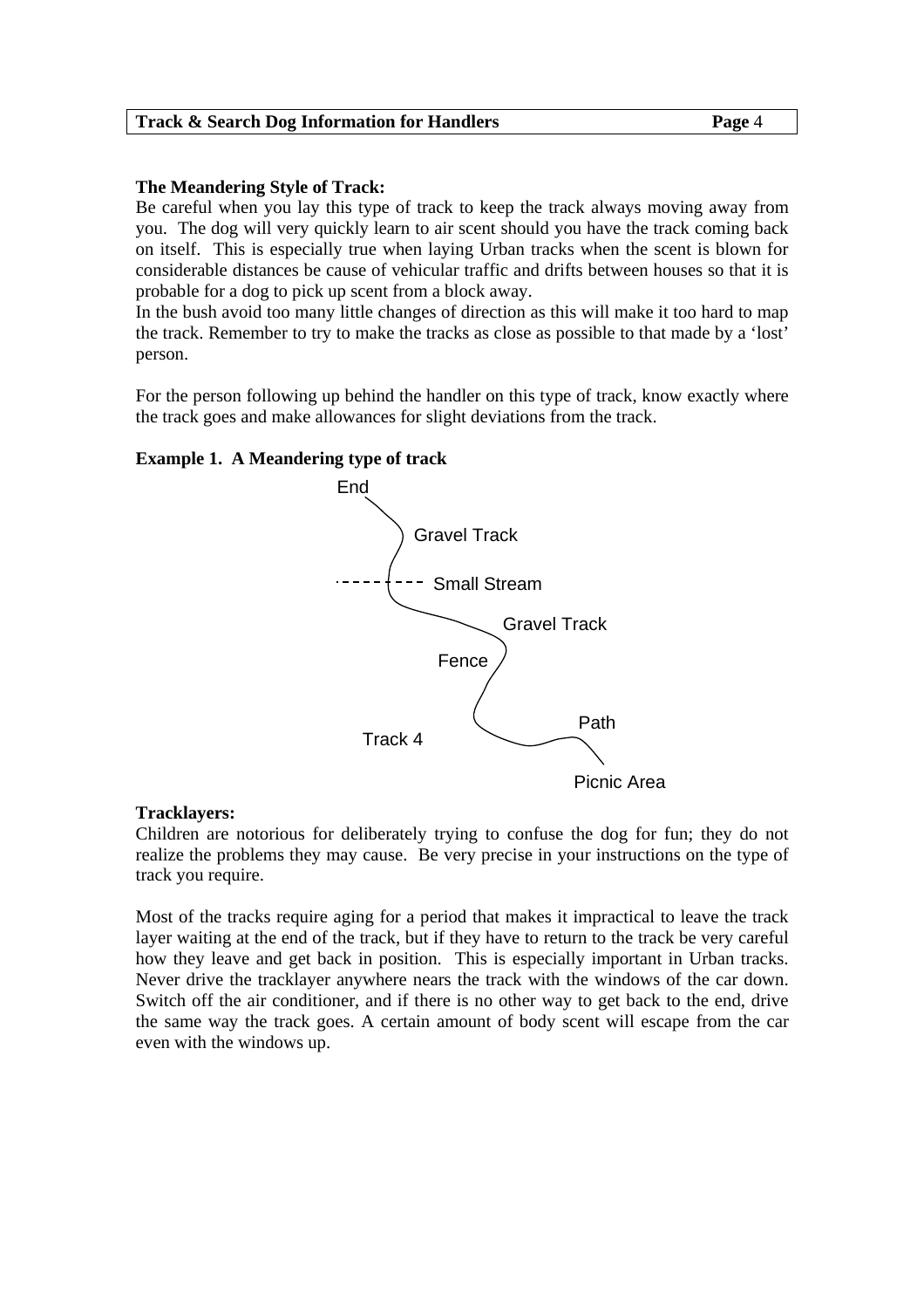**The Meandering Style of Track:**

Be careful when you lay this type of track to keep the track always moving away from you. The dog will very quickly learn to air scent should you have the track coming back on itself. This is especially true when laying Urban tracks when the scent is blown for considerable distances be cause of vehicular traffic and drifts between houses so that it is probable for a dog to pick up scent from a block away.

In the bush avoid too many little changes of direction as this will make it too hard to map the track. Remember to try to make the tracks as close as possible to that made by a 'lost' person.

For the person following up behind the handler on this type of track, know exactly where the track goes and make allowances for slight deviations from the track.

**Example 1. A Meandering type of track**

End

Gravel Track

Small Stream

Gravel Track

Fence

Path

Track 4

Picnic Area

**Tracklayers:**

Children are notorious for deliberately trying to confuse the dog for fun; they do not realize the problems they may cause. Be very precise in your instructions on the type of track you require.

Most of the tracks require aging for a period that makes it impractical to leave the track layer waiting at the end of the track, but if they have to return to the track be very careful how they leave and get back in position. This is especially important in Urban tracks. Never drive the tracklayer anywhere nears the track with the windows of the car down. Switch off the air conditioner, and if there is no other way to get back to the end, drive the same way the track goes. A certain amount of body scent will escape from the car even with the windows up.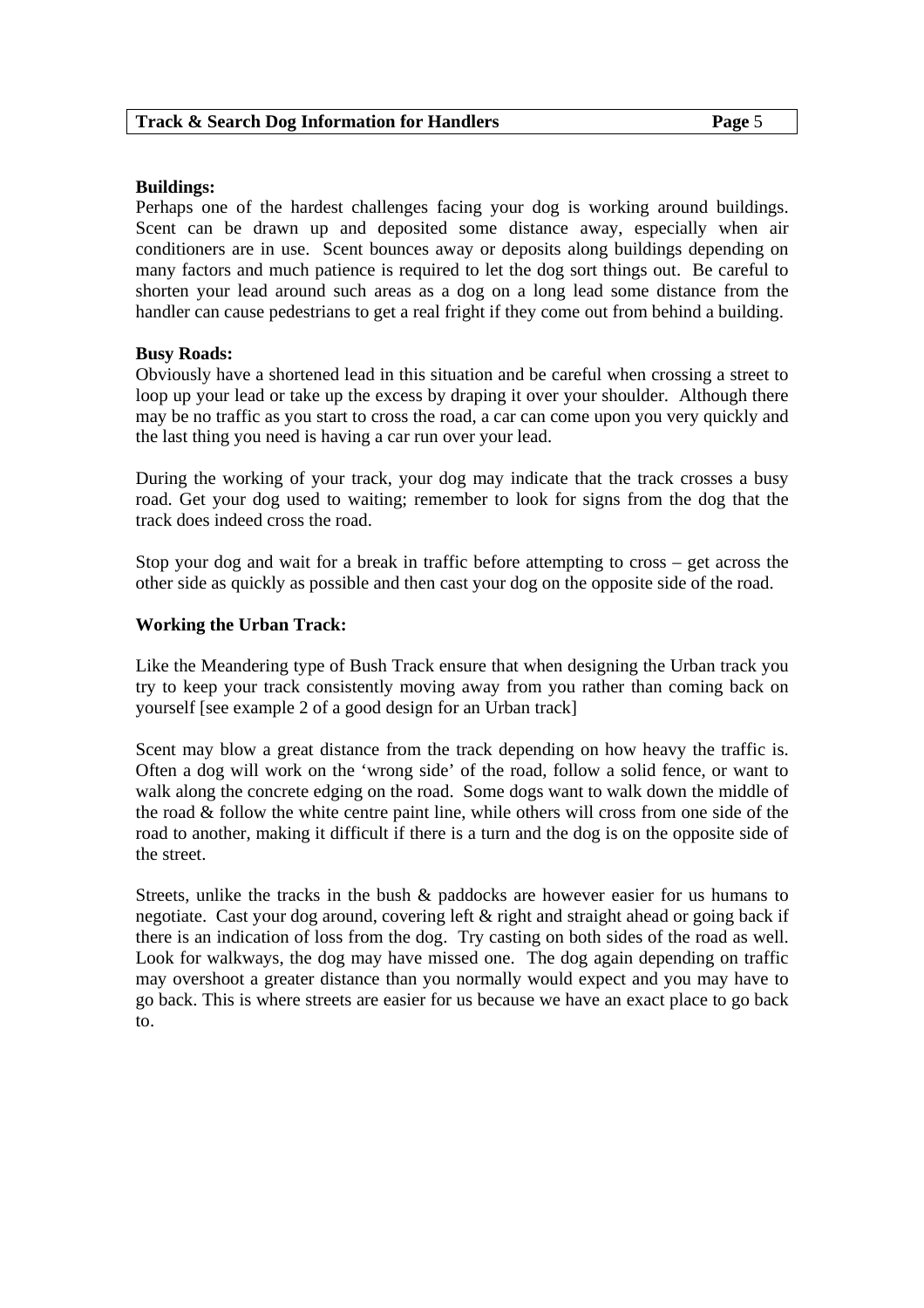**Buildings:**

Perhaps one of the hardest challenges facing your dog is working around buildings. Scent can be drawn up and deposited some distance away, especially when air conditioners are in use. Scent bounces away or deposits along buildings depending on many factors and much patience is required to let the dog sort things out. Be careful to shorten your lead around such areas as a dog on a long lead some distance from the handler can cause pedestrians to get a real fright if they come out from behind a building.

**Busy Roads:**

Obviously have a shortened lead in this situation and be careful when crossing a street to loop up your lead or take up the excess by draping it over your shoulder. Although there may be no traffic as you start to cross the road, a car can come upon you very quickly and the last thing you need is having a car run over your lead.

During the working of your track, your dog may indicate that the track crosses a busy road. Get your dog used to waiting; remember to look for signs from the dog that the track does indeed cross the road.

Stop your dog and wait for a break in traffic before attempting to cross – get across the other side as quickly as possible and then cast your dog on the opposite side of the road.

**Working the Urban Track:**

Like the Meandering type of Bush Track ensure that when designing the Urban track you try to keep your track consistently moving away from you rather than coming back on yourself [see example 2 of a good design for an Urban track]

Scent may blow a great distance from the track depending on how heavy the traffic is. Often a dog will work on the 'wrong side' of the road, follow a solid fence, or want to walk along the concrete edging on the road. Some dogs want to walk down the middle of the road & follow the white centre paint line, while others will cross from one side of the road to another, making it difficult if there is a turn and the dog is on the opposite side of the street.

Streets, unlike the tracks in the bush & paddocks are however easier for us humans to negotiate. Cast your dog around, covering left & right and straight ahead or going back if there is an indication of loss from the dog. Try casting on both sides of the road as well. Look for walkways, the dog may have missed one. The dog again depending on traffic may overshoot a greater distance than you normally would expect and you may have to go back. This is where streets are easier for us because we have an exact place to go back to.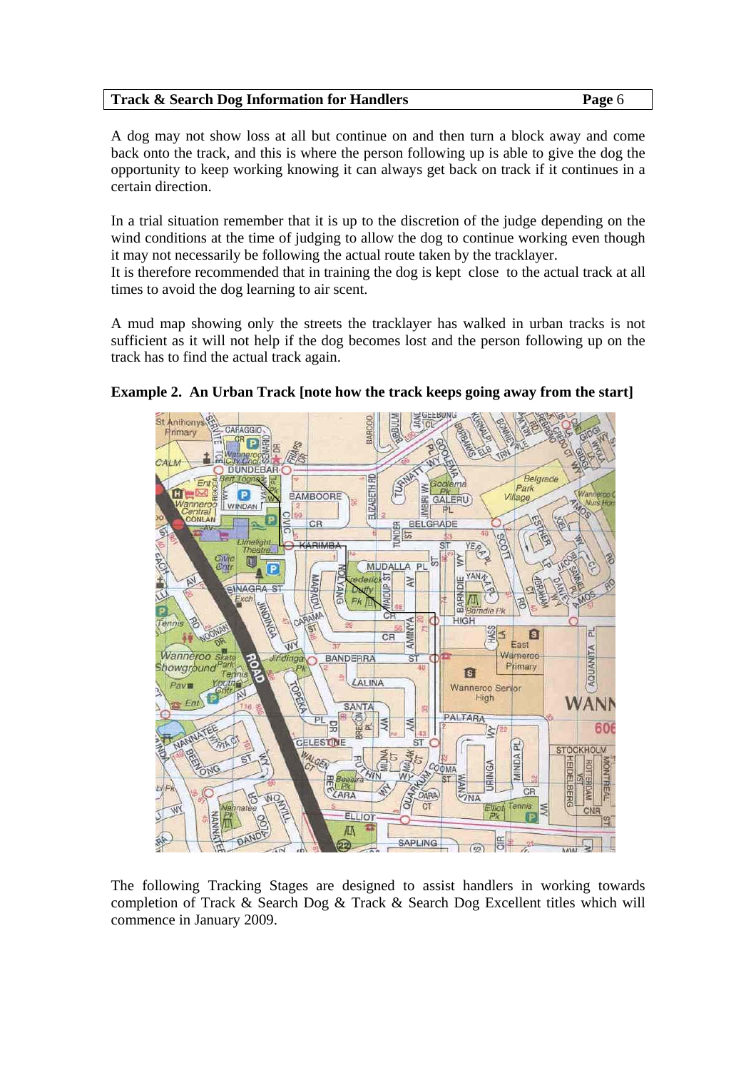A dog may not show loss at all but continue on and then turn a block away and come back onto the track, and this is where the person following up is able to give the dog the opportunity to keep working knowing it can always get back on track if it continues in a certain direction.

In a trial situation remember that it is up to the discretion of the judge depending on the wind conditions at the time of judging to allow the dog to continue working even though it may not necessarily be following the actual route taken by the tracklayer.
It is therefore recommended that in training the dog is kept close to the actual track at all times to avoid the dog learning to air scent.

A mud map showing only the streets the tracklayer has walked in urban tracks is not sufficient as it will not help if the dog becomes lost and the person following up on the track has to find the actual track again.

**Example 2. An Urban Track [note how the track keeps going away from the start]**

The following Tracking Stages are designed to assist handlers in working towards completion of Track & Search Dog & Track & Search Dog Excellent titles which will commence in January 2009.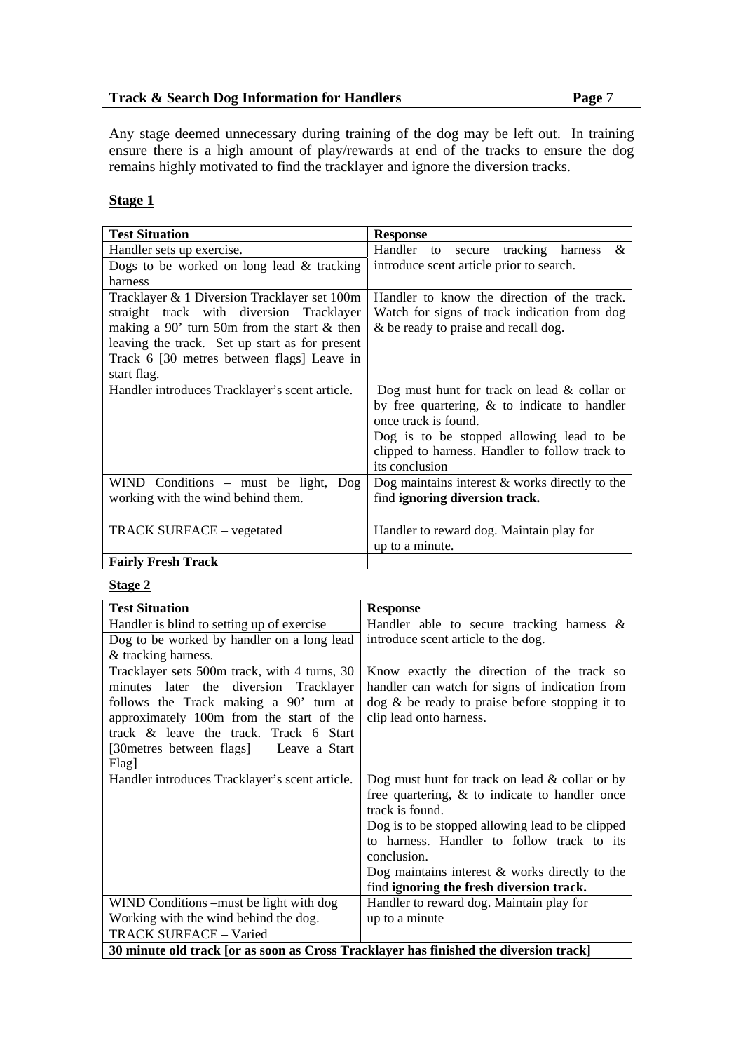Any stage deemed unnecessary during training of the dog may be left out. In training ensure there is a high amount of play/rewards at end of the tracks to ensure the dog remains highly motivated to find the tracklayer and ignore the diversion tracks.

## Stage 1

| Test Situation | Response |
|---|---|
| Handler sets up exercise. | Handler to secure tracking harness & introduce scent article prior to search. |
| Dogs to be worked on long lead & tracking harness | |
| Tracklayer & 1 Diversion Tracklayer set 100m straight track with diversion Tracklayer making a 90' turn 50m from the start & then leaving the track. Set up start as for present Track 6 [30 metres between flags] Leave in start flag. | Handler to know the direction of the track. Watch for signs of track indication from dog & be ready to praise and recall dog. |
| Handler introduces Tracklayer's scent article. | Dog must hunt for track on lead & collar or by free quartering, & to indicate to handler once track is found.<br>Dog is to be stopped allowing lead to be clipped to harness. Handler to follow track to its conclusion |
| WIND Conditions – must be light, Dog working with the wind behind them. | Dog maintains interest & works directly to the find **ignoring diversion track.** |
| | |
| TRACK SURFACE – vegetated | Handler to reward dog. Maintain play for up to a minute. |
| **Fairly Fresh Track** | |

## Stage 2

| Test Situation | Response |
|---|---|
| Handler is blind to setting up of exercise | Handler able to secure tracking harness & introduce scent article to the dog. |
| Dog to be worked by handler on a long lead & tracking harness. | |
| Tracklayer sets 500m track, with 4 turns, 30 minutes later the diversion Tracklayer follows the Track making a 90' turn at approximately 100m from the start of the track & leave the track. Track 6 Start [30metres between flags] Leave a Start Flag] | Know exactly the direction of the track so handler can watch for signs of indication from dog & be ready to praise before stopping it to clip lead onto harness. |
| Handler introduces Tracklayer's scent article. | Dog must hunt for track on lead & collar or by free quartering, & to indicate to handler once track is found.<br>Dog is to be stopped allowing lead to be clipped to harness. Handler to follow track to its conclusion.<br>Dog maintains interest & works directly to the find **ignoring the fresh diversion track.** |
| WIND Conditions –must be light with dog Working with the wind behind the dog. | Handler to reward dog. Maintain play for up to a minute |
| TRACK SURFACE – Varied | |
| **30 minute old track [or as soon as Cross Tracklayer has finished the diversion track]** | |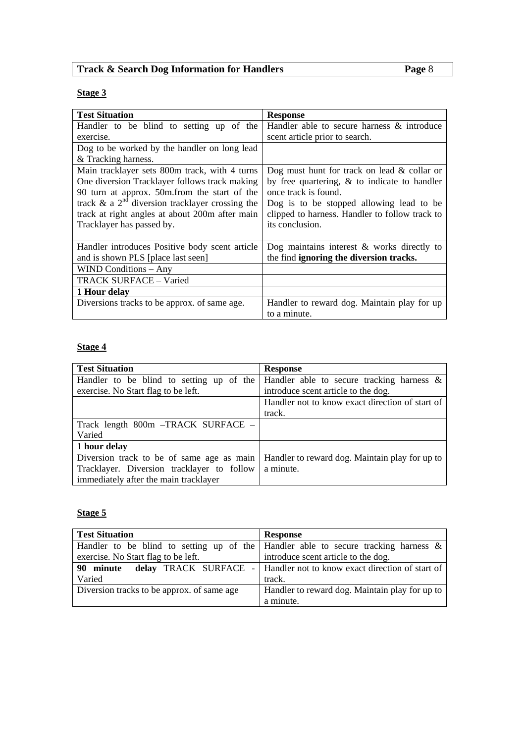## Stage 3

| Test Situation | Response |
|---|---|
| Handler to be blind to setting up of the exercise. | Handler able to secure harness & introduce scent article prior to search. |
| Dog to be worked by the handler on long lead & Tracking harness. | |
| Main tracklayer sets 800m track, with 4 turns One diversion Tracklayer follows track making 90 turn at approx. 50m.from the start of the track & a 2nd diversion tracklayer crossing the track at right angles at about 200m after main Tracklayer has passed by. | Dog must hunt for track on lead & collar or by free quartering, & to indicate to handler once track is found. Dog is to be stopped allowing lead to be clipped to harness. Handler to follow track to its conclusion. |
| Handler introduces Positive body scent article and is shown PLS [place last seen] | Dog maintains interest & works directly to the find **ignoring the diversion tracks.** |
| WIND Conditions – Any | |
| TRACK SURFACE – Varied | |
| **1 Hour delay** | |
| Diversions tracks to be approx. of same age. | Handler to reward dog. Maintain play for up to a minute. |

## Stage 4

| Test Situation | Response |
|---|---|
| Handler to be blind to setting up of the exercise. No Start flag to be left. | Handler able to secure tracking harness & introduce scent article to the dog. |
| | Handler not to know exact direction of start of track. |
| Track length 800m –TRACK SURFACE – Varied | |
| **1 hour delay** | |
| Diversion track to be of same age as main Tracklayer. Diversion tracklayer to follow immediately after the main tracklayer | Handler to reward dog. Maintain play for up to a minute. |

## Stage 5

| Test Situation | Response |
|---|---|
| Handler to be blind to setting up of the exercise. No Start flag to be left. | Handler able to secure tracking harness & introduce scent article to the dog. |
| **90 minute delay** TRACK SURFACE - Varied | Handler not to know exact direction of start of track. |
| Diversion tracks to be approx. of same age | Handler to reward dog. Maintain play for up to a minute. |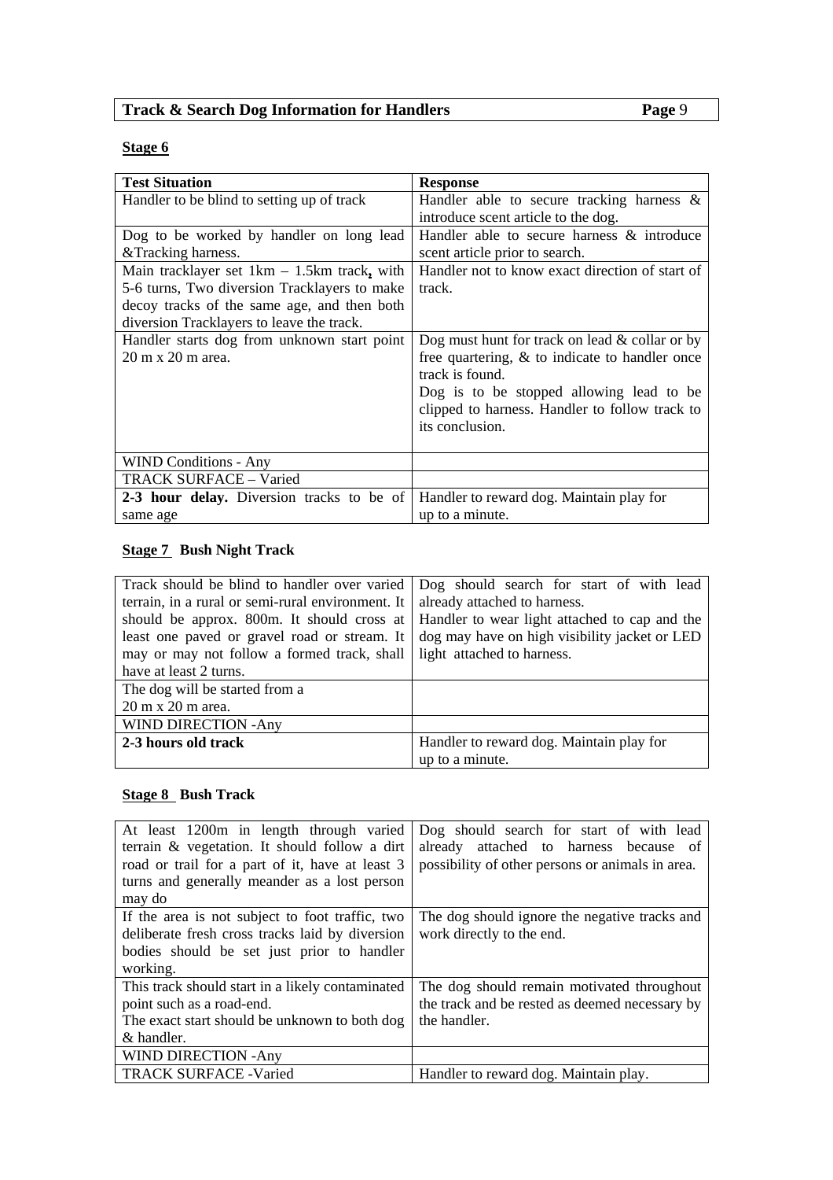**Stage 6**

| Test Situation | Response |
|---|---|
| Handler to be blind to setting up of track | Handler able to secure tracking harness & introduce scent article to the dog. |
| Dog to be worked by handler on long lead &Tracking harness. | Handler able to secure harness & introduce scent article prior to search. |
| Main tracklayer set 1km – 1.5km track, with 5-6 turns, Two diversion Tracklayers to make decoy tracks of the same age, and then both diversion Tracklayers to leave the track. | Handler not to know exact direction of start of track. |
| Handler starts dog from unknown start point 20 m x 20 m area. | Dog must hunt for track on lead & collar or by free quartering, & to indicate to handler once track is found.<br>Dog is to be stopped allowing lead to be clipped to harness. Handler to follow track to its conclusion. |
| WIND Conditions - Any | |
| TRACK SURFACE – Varied | |
| **2-3 hour delay.** Diversion tracks to be of same age | Handler to reward dog. Maintain play for up to a minute. |

**Stage 7 Bush Night Track**

| | |
|---|---|
| Track should be blind to handler over varied terrain, in a rural or semi-rural environment. It should be approx. 800m. It should cross at least one paved or gravel road or stream. It may or may not follow a formed track, shall have at least 2 turns. | Dog should search for start of with lead already attached to harness.<br>Handler to wear light attached to cap and the dog may have on high visibility jacket or LED light attached to harness. |
| The dog will be started from a 20 m x 20 m area. | |
| WIND DIRECTION -Any | |
| **2-3 hours old track** | Handler to reward dog. Maintain play for up to a minute. |

**Stage 8 Bush Track**

| | |
|---|---|
| At least 1200m in length through varied terrain & vegetation. It should follow a dirt road or trail for a part of it, have at least 3 turns and generally meander as a lost person may do | Dog should search for start of with lead already attached to harness because of possibility of other persons or animals in area. |
| If the area is not subject to foot traffic, two deliberate fresh cross tracks laid by diversion bodies should be set just prior to handler working. | The dog should ignore the negative tracks and work directly to the end. |
| This track should start in a likely contaminated point such as a road-end.<br>The exact start should be unknown to both dog & handler. | The dog should remain motivated throughout the track and be rested as deemed necessary by the handler. |
| WIND DIRECTION -Any | |
| TRACK SURFACE -Varied | Handler to reward dog. Maintain play. |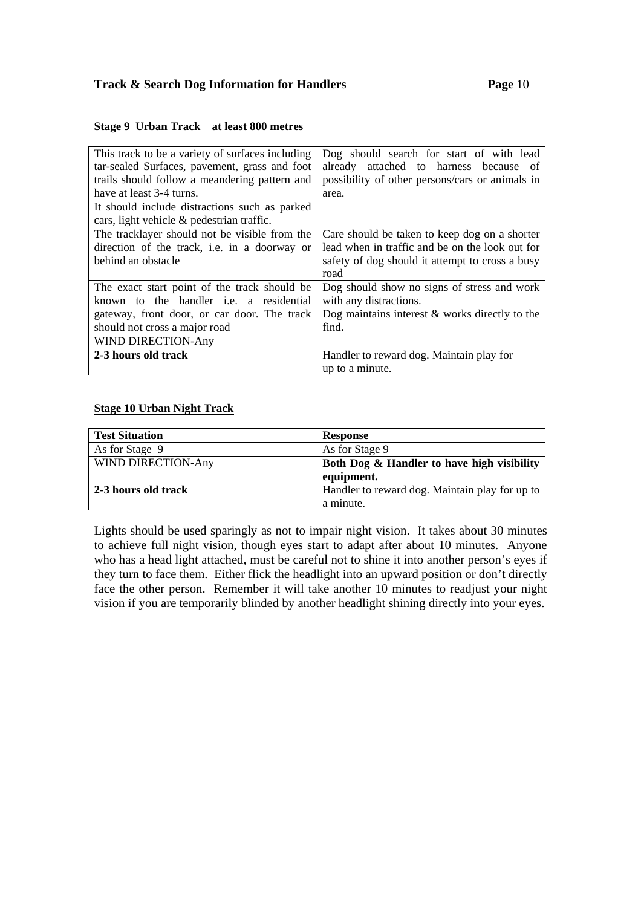**Stage 9 Urban Track at least 800 metres**

| | |
|---|---|
| This track to be a variety of surfaces including tar-sealed Surfaces, pavement, grass and foot trails should follow a meandering pattern and have at least 3-4 turns. | Dog should search for start of with lead already attached to harness because of possibility of other persons/cars or animals in area. |
| It should include distractions such as parked cars, light vehicle & pedestrian traffic. | |
| The tracklayer should not be visible from the direction of the track, i.e. in a doorway or behind an obstacle | Care should be taken to keep dog on a shorter lead when in traffic and be on the look out for safety of dog should it attempt to cross a busy road |
| The exact start point of the track should be known to the handler i.e. a residential gateway, front door, or car door. The track should not cross a major road | Dog should show no signs of stress and work with any distractions.<br>Dog maintains interest & works directly to the find**.** |
| WIND DIRECTION-Any | |
| **2-3 hours old track** | Handler to reward dog. Maintain play for up to a minute. |

**Stage 10 Urban Night Track**

| **Test Situation** | **Response** |
|---|---|
| As for Stage 9 | As for Stage 9 |
| WIND DIRECTION-Any | **Both Dog & Handler to have high visibility equipment.** |
| **2-3 hours old track** | Handler to reward dog. Maintain play for up to a minute. |

Lights should be used sparingly as not to impair night vision. It takes about 30 minutes to achieve full night vision, though eyes start to adapt after about 10 minutes. Anyone who has a head light attached, must be careful not to shine it into another person's eyes if they turn to face them. Either flick the headlight into an upward position or don't directly face the other person. Remember it will take another 10 minutes to readjust your night vision if you are temporarily blinded by another headlight shining directly into your eyes.